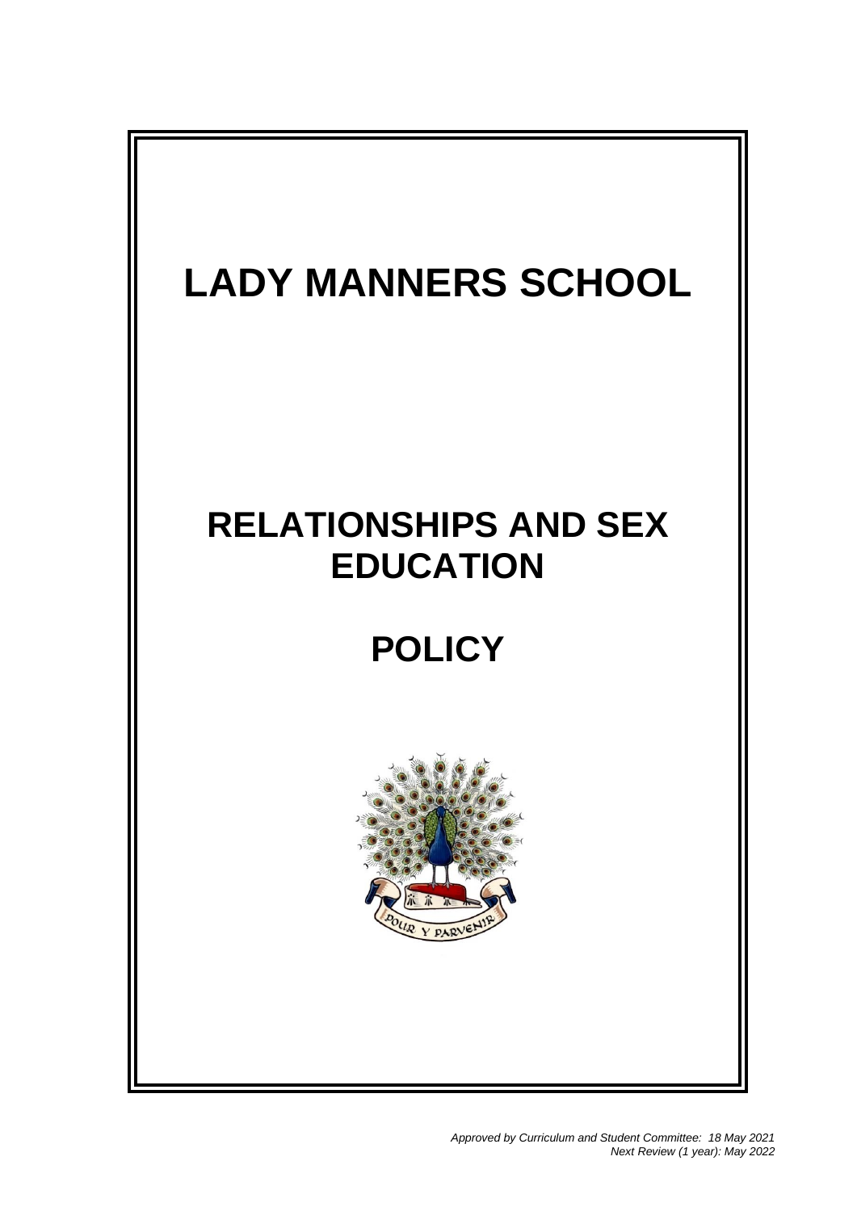# LADY MANNERS SCHOOL

# RELATIONSHIPS AND SEX EDUCATION

# POLICY

*Approved by Curriculum and Student Committee: 18 May 2021*
*Next Review (1 year): May 2022*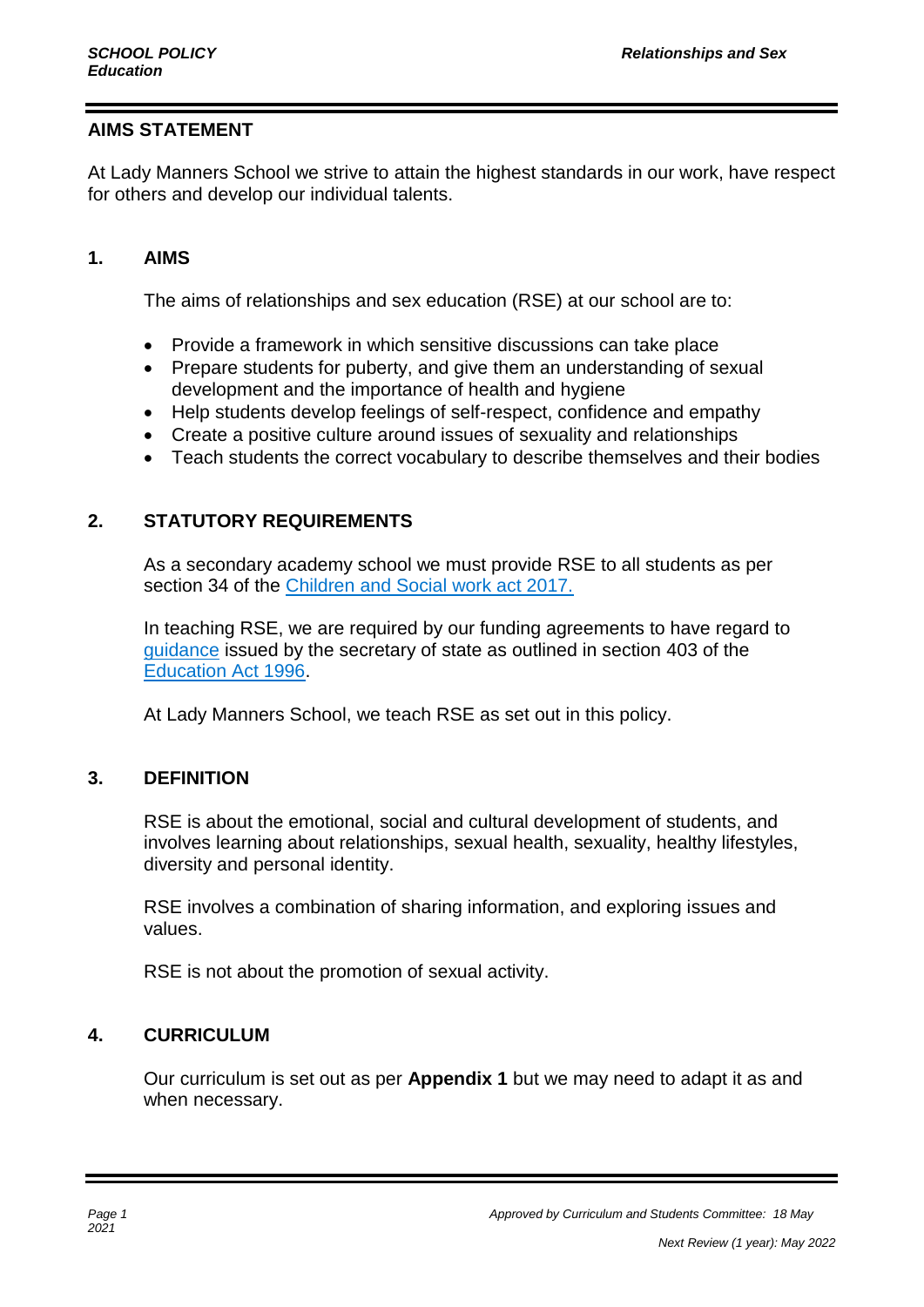## AIMS STATEMENT

At Lady Manners School we strive to attain the highest standards in our work, have respect for others and develop our individual talents.

## 1. AIMS

The aims of relationships and sex education (RSE) at our school are to:

- Provide a framework in which sensitive discussions can take place
- Prepare students for puberty, and give them an understanding of sexual development and the importance of health and hygiene
- Help students develop feelings of self-respect, confidence and empathy
- Create a positive culture around issues of sexuality and relationships
- Teach students the correct vocabulary to describe themselves and their bodies

## 2. STATUTORY REQUIREMENTS

As a secondary academy school we must provide RSE to all students as per section 34 of the Children and Social work act 2017.

In teaching RSE, we are required by our funding agreements to have regard to guidance issued by the secretary of state as outlined in section 403 of the Education Act 1996.

At Lady Manners School, we teach RSE as set out in this policy.

## 3. DEFINITION

RSE is about the emotional, social and cultural development of students, and involves learning about relationships, sexual health, sexuality, healthy lifestyles, diversity and personal identity.

RSE involves a combination of sharing information, and exploring issues and values.

RSE is not about the promotion of sexual activity.

## 4. CURRICULUM

Our curriculum is set out as per **Appendix 1** but we may need to adapt it as and when necessary.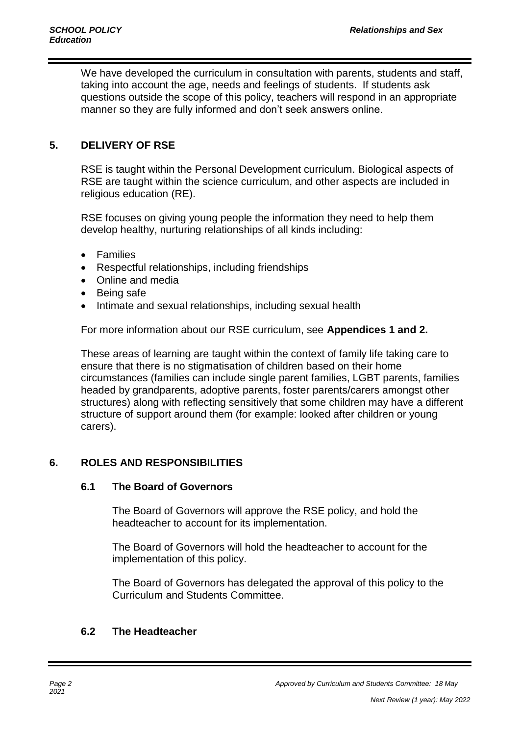We have developed the curriculum in consultation with parents, students and staff, taking into account the age, needs and feelings of students. If students ask questions outside the scope of this policy, teachers will respond in an appropriate manner so they are fully informed and don't seek answers online.

## 5. DELIVERY OF RSE

RSE is taught within the Personal Development curriculum. Biological aspects of RSE are taught within the science curriculum, and other aspects are included in religious education (RE).

RSE focuses on giving young people the information they need to help them develop healthy, nurturing relationships of all kinds including:

- Families
- Respectful relationships, including friendships
- Online and media
- Being safe
- Intimate and sexual relationships, including sexual health

For more information about our RSE curriculum, see **Appendices 1 and 2.**

These areas of learning are taught within the context of family life taking care to ensure that there is no stigmatisation of children based on their home circumstances (families can include single parent families, LGBT parents, families headed by grandparents, adoptive parents, foster parents/carers amongst other structures) along with reflecting sensitively that some children may have a different structure of support around them (for example: looked after children or young carers).

## 6. ROLES AND RESPONSIBILITIES

### 6.1 The Board of Governors

The Board of Governors will approve the RSE policy, and hold the headteacher to account for its implementation.

The Board of Governors will hold the headteacher to account for the implementation of this policy.

The Board of Governors has delegated the approval of this policy to the Curriculum and Students Committee.

### 6.2 The Headteacher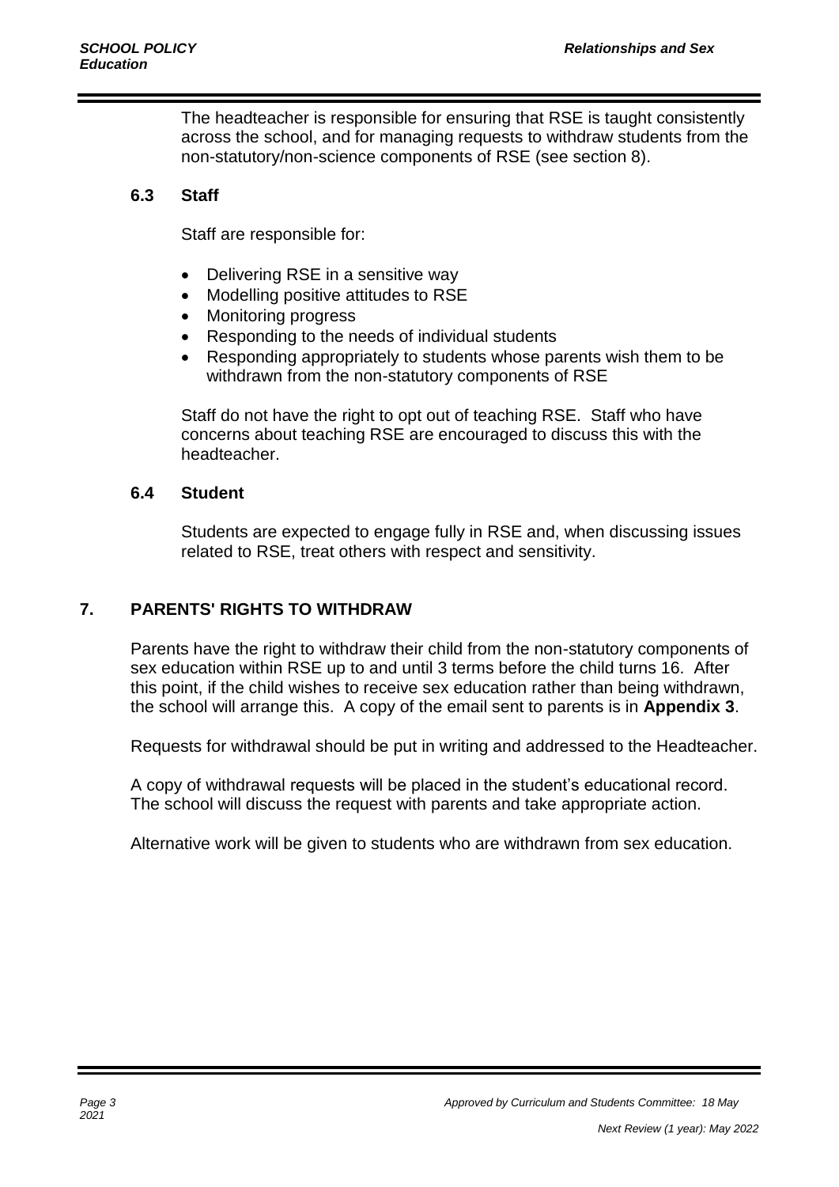The headteacher is responsible for ensuring that RSE is taught consistently across the school, and for managing requests to withdraw students from the non-statutory/non-science components of RSE (see section 8).

### 6.3 Staff

Staff are responsible for:

- Delivering RSE in a sensitive way
- Modelling positive attitudes to RSE
- Monitoring progress
- Responding to the needs of individual students
- Responding appropriately to students whose parents wish them to be withdrawn from the non-statutory components of RSE

Staff do not have the right to opt out of teaching RSE. Staff who have concerns about teaching RSE are encouraged to discuss this with the headteacher.

### 6.4 Student

Students are expected to engage fully in RSE and, when discussing issues related to RSE, treat others with respect and sensitivity.

## 7. PARENTS' RIGHTS TO WITHDRAW

Parents have the right to withdraw their child from the non-statutory components of sex education within RSE up to and until 3 terms before the child turns 16. After this point, if the child wishes to receive sex education rather than being withdrawn, the school will arrange this. A copy of the email sent to parents is in **Appendix 3**.

Requests for withdrawal should be put in writing and addressed to the Headteacher.

A copy of withdrawal requests will be placed in the student's educational record. The school will discuss the request with parents and take appropriate action.

Alternative work will be given to students who are withdrawn from sex education.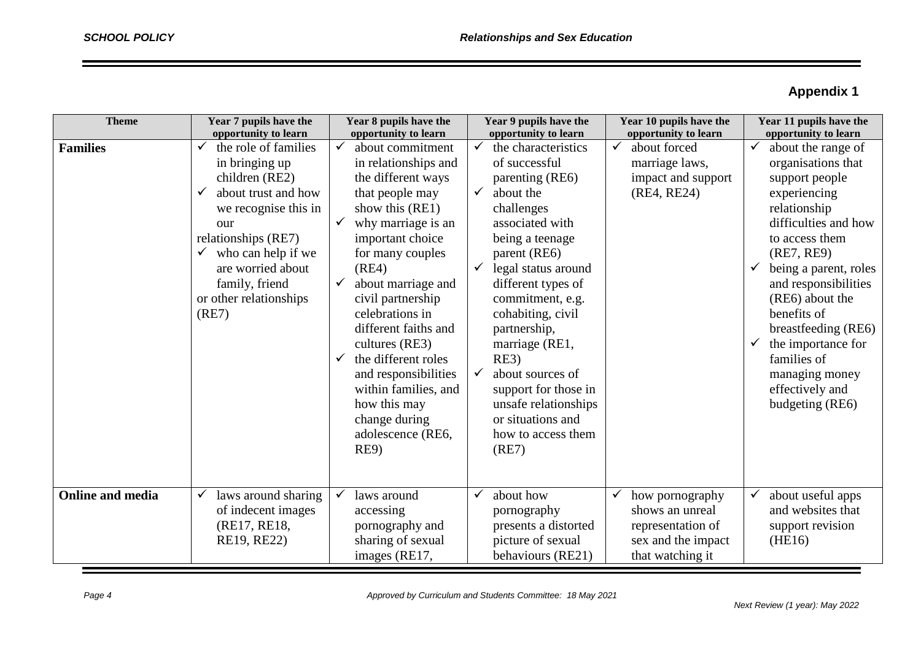## Appendix 1

| Theme | Year 7 pupils have the opportunity to learn | Year 8 pupils have the opportunity to learn | Year 9 pupils have the opportunity to learn | Year 10 pupils have the opportunity to learn | Year 11 pupils have the opportunity to learn |
|---|---|---|---|---|---|
| **Families** | ✓ the role of families in bringing up children (RE2)<br>✓ about trust and how we recognise this in our relationships (RE7)<br>✓ who can help if we are worried about family, friend or other relationships (RE7) | ✓ about commitment in relationships and the different ways that people may show this (RE1)<br>✓ why marriage is an important choice for many couples (RE4)<br>✓ about marriage and civil partnership celebrations in different faiths and cultures (RE3)<br>✓ the different roles and responsibilities within families, and how this may change during adolescence (RE6, RE9) | ✓ the characteristics of successful parenting (RE6)<br>✓ about the challenges associated with being a teenage parent (RE6)<br>✓ legal status around different types of commitment, e.g. cohabiting, civil partnership, marriage (RE1, RE3)<br>✓ about sources of support for those in unsafe relationships or situations and how to access them (RE7) | ✓ about forced marriage laws, impact and support (RE4, RE24) | ✓ about the range of organisations that support people experiencing relationship difficulties and how to access them (RE7, RE9)<br>✓ being a parent, roles and responsibilities (RE6) about the benefits of breastfeeding (RE6)<br>✓ the importance for families of managing money effectively and budgeting (RE6) |
| **Online and media** | ✓ laws around sharing of indecent images (RE17, RE18, RE19, RE22) | ✓ laws around accessing pornography and sharing of sexual images (RE17, | ✓ about how pornography presents a distorted picture of sexual behaviours (RE21) | ✓ how pornography shows an unreal representation of sex and the impact that watching it | ✓ about useful apps and websites that support revision (HE16) |

Approved by Curriculum and Students Committee: 18 May 2021

Next Review (1 year): May 2022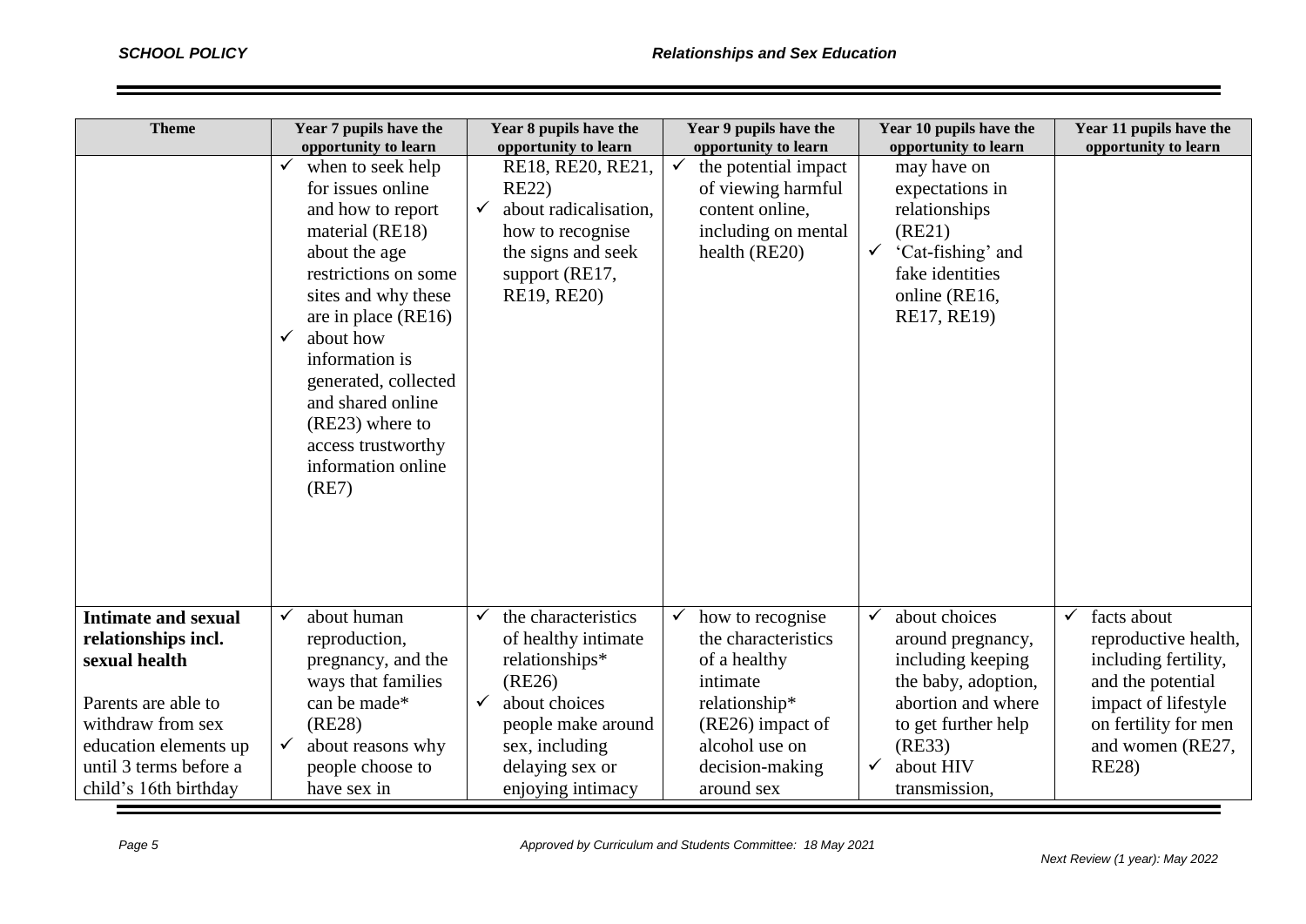| Theme | Year 7 pupils have the opportunity to learn | Year 8 pupils have the opportunity to learn | Year 9 pupils have the opportunity to learn | Year 10 pupils have the opportunity to learn | Year 11 pupils have the opportunity to learn |
|---|---|---|---|---|---|
| | ✓ when to seek help for issues online and how to report material (RE18) about the age restrictions on some sites and why these are in place (RE16)<br>✓ about how information is generated, collected and shared online (RE23) where to access trustworthy information online (RE7) | RE18, RE20, RE21, RE22)<br>✓ about radicalisation, how to recognise the signs and seek support (RE17, RE19, RE20) | ✓ the potential impact of viewing harmful content online, including on mental health (RE20) | may have on expectations in relationships (RE21)<br>✓ 'Cat-fishing' and fake identities online (RE16, RE17, RE19) | |
| **Intimate and sexual relationships incl. sexual health**<br><br>Parents are able to withdraw from sex education elements up until 3 terms before a child's 16th birthday | ✓ about human reproduction, pregnancy, and the ways that families can be made* (RE28)<br>✓ about reasons why people choose to have sex in | ✓ the characteristics of healthy intimate relationships* (RE26)<br>✓ about choices people make around sex, including delaying sex or enjoying intimacy | ✓ how to recognise the characteristics of a healthy intimate relationship* (RE26) impact of alcohol use on decision-making around sex | ✓ about choices around pregnancy, including keeping the baby, adoption, abortion and where to get further help (RE33)<br>✓ about HIV transmission, | ✓ facts about reproductive health, including fertility, and the potential impact of lifestyle on fertility for men and women (RE27, RE28) |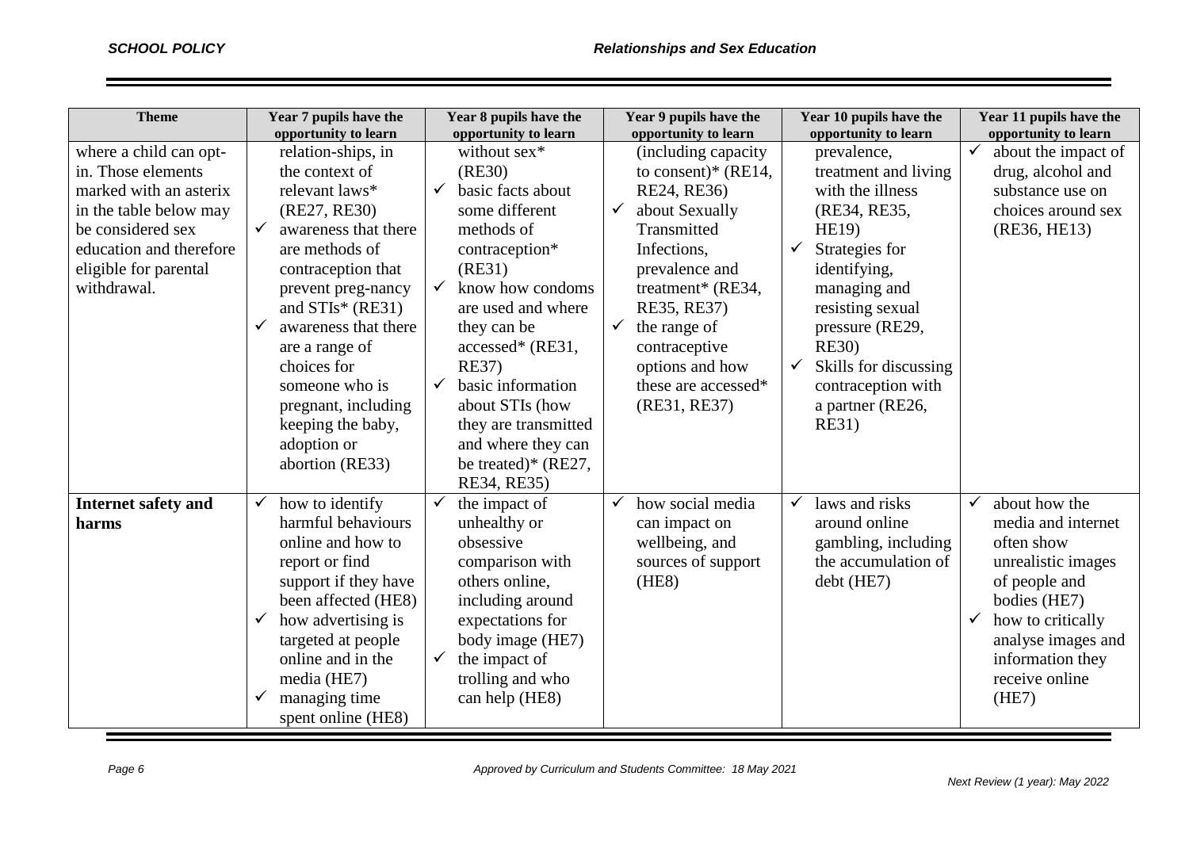| Theme | Year 7 pupils have the opportunity to learn | Year 8 pupils have the opportunity to learn | Year 9 pupils have the opportunity to learn | Year 10 pupils have the opportunity to learn | Year 11 pupils have the opportunity to learn |
| --- | --- | --- | --- | --- | --- |
| where a child can opt-in. Those elements marked with an asterix in the table below may be considered sex education and therefore eligible for parental withdrawal. | relation-ships, in the context of relevant laws* (RE27, RE30)<br>✓ awareness that there are methods of contraception that prevent preg-nancy and STIs* (RE31)<br>✓ awareness that there are a range of choices for someone who is pregnant, including keeping the baby, adoption or abortion (RE33) | without sex* (RE30)<br>✓ basic facts about some different methods of contraception* (RE31)<br>✓ know how condoms are used and where they can be accessed* (RE31, RE37)<br>✓ basic information about STIs (how they are transmitted and where they can be treated)* (RE27, RE34, RE35) | (including capacity to consent)* (RE14, RE24, RE36)<br>✓ about Sexually Transmitted Infections, prevalence and treatment* (RE34, RE35, RE37)<br>✓ the range of contraceptive options and how these are accessed* (RE31, RE37) | prevalence, treatment and living with the illness (RE34, RE35, HE19)<br>✓ Strategies for identifying, managing and resisting sexual pressure (RE29, RE30)<br>✓ Skills for discussing contraception with a partner (RE26, RE31) | ✓ about the impact of drug, alcohol and substance use on choices around sex (RE36, HE13) |
| **Internet safety and harms** | ✓ how to identify harmful behaviours online and how to report or find support if they have been affected (HE8)<br>✓ how advertising is targeted at people online and in the media (HE7)<br>✓ managing time spent online (HE8) | ✓ the impact of unhealthy or obsessive comparison with others online, including around expectations for body image (HE7)<br>✓ the impact of trolling and who can help (HE8) | ✓ how social media can impact on wellbeing, and sources of support (HE8) | ✓ laws and risks around online gambling, including the accumulation of debt (HE7) | ✓ about how the media and internet often show unrealistic images of people and bodies (HE7)<br>✓ how to critically analyse images and information they receive online (HE7) |

Approved by Curriculum and Students Committee: 18 May 2021

Next Review (1 year): May 2022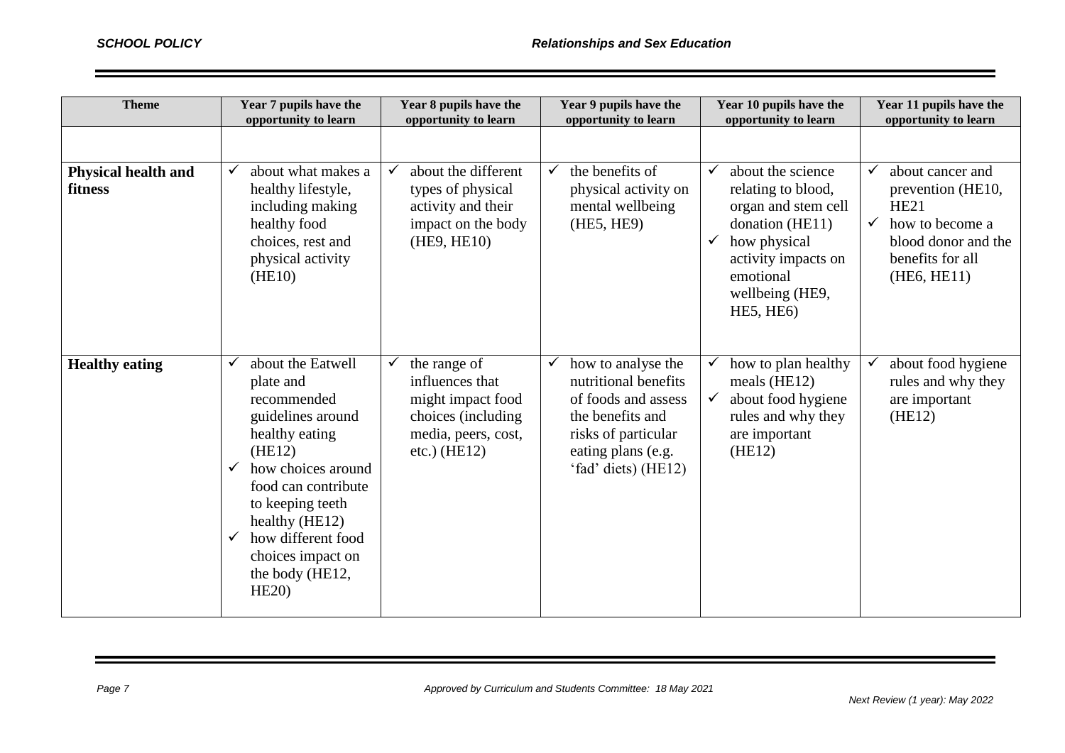| Theme | Year 7 pupils have the opportunity to learn | Year 8 pupils have the opportunity to learn | Year 9 pupils have the opportunity to learn | Year 10 pupils have the opportunity to learn | Year 11 pupils have the opportunity to learn |
|---|---|---|---|---|---|
| | | | | | |
| **Physical health and fitness** | ✓ about what makes a healthy lifestyle, including making healthy food choices, rest and physical activity (HE10) | ✓ about the different types of physical activity and their impact on the body (HE9, HE10) | ✓ the benefits of physical activity on mental wellbeing (HE5, HE9) | ✓ about the science relating to blood, organ and stem cell donation (HE11)<br>✓ how physical activity impacts on emotional wellbeing (HE9, HE5, HE6) | ✓ about cancer and prevention (HE10, HE21<br>✓ how to become a blood donor and the benefits for all (HE6, HE11) |
| **Healthy eating** | ✓ about the Eatwell plate and recommended guidelines around healthy eating (HE12)<br>✓ how choices around food can contribute to keeping teeth healthy (HE12)<br>✓ how different food choices impact on the body (HE12, HE20) | ✓ the range of influences that might impact food choices (including media, peers, cost, etc.) (HE12) | ✓ how to analyse the nutritional benefits of foods and assess the benefits and risks of particular eating plans (e.g. 'fad' diets) (HE12) | ✓ how to plan healthy meals (HE12)<br>✓ about food hygiene rules and why they are important (HE12) | ✓ about food hygiene rules and why they are important (HE12) |

Approved by Curriculum and Students Committee: 18 May 2021

Next Review (1 year): May 2022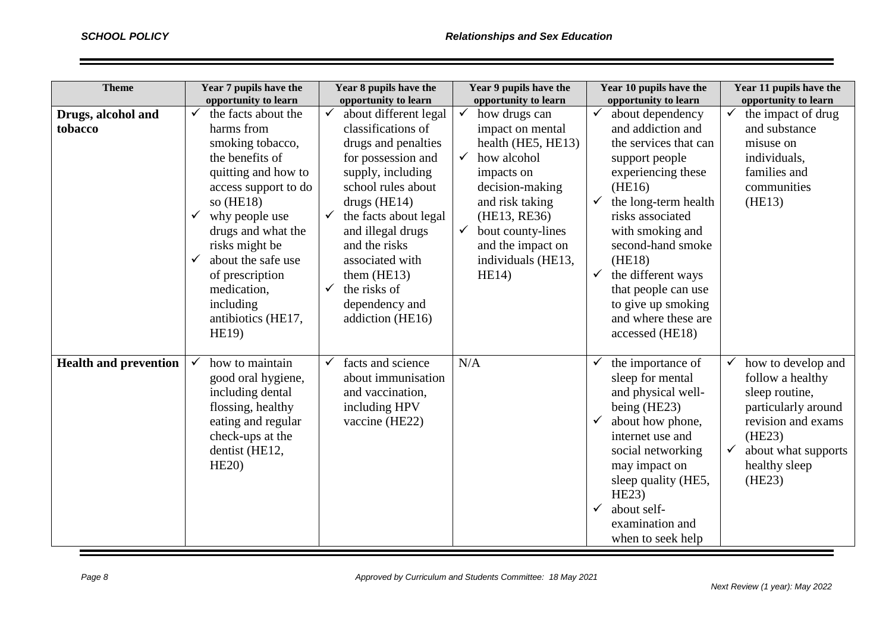| Theme | Year 7 pupils have the opportunity to learn | Year 8 pupils have the opportunity to learn | Year 9 pupils have the opportunity to learn | Year 10 pupils have the opportunity to learn | Year 11 pupils have the opportunity to learn |
|---|---|---|---|---|---|
| **Drugs, alcohol and tobacco** | ✓ the facts about the harms from smoking tobacco, the benefits of quitting and how to access support to do so (HE18)<br>✓ why people use drugs and what the risks might be<br>✓ about the safe use of prescription medication, including antibiotics (HE17, HE19) | ✓ about different legal classifications of drugs and penalties for possession and supply, including school rules about drugs (HE14)<br>✓ the facts about legal and illegal drugs and the risks associated with them (HE13)<br>✓ the risks of dependency and addiction (HE16) | ✓ how drugs can impact on mental health (HE5, HE13)<br>✓ how alcohol impacts on decision-making and risk taking (HE13, RE36)<br>✓ bout county-lines and the impact on individuals (HE13, HE14) | ✓ about dependency and addiction and the services that can support people experiencing these (HE16)<br>✓ the long-term health risks associated with smoking and second-hand smoke (HE18)<br>✓ the different ways that people can use to give up smoking and where these are accessed (HE18) | ✓ the impact of drug and substance misuse on individuals, families and communities (HE13) |
| **Health and prevention** | ✓ how to maintain good oral hygiene, including dental flossing, healthy eating and regular check-ups at the dentist (HE12, HE20) | ✓ facts and science about immunisation and vaccination, including HPV vaccine (HE22) | N/A | ✓ the importance of sleep for mental and physical well-being (HE23)<br>✓ about how phone, internet use and social networking may impact on sleep quality (HE5, HE23)<br>✓ about self-examination and when to seek help | ✓ how to develop and follow a healthy sleep routine, particularly around revision and exams (HE23)<br>✓ about what supports healthy sleep (HE23) |

*Approved by Curriculum and Students Committee: 18 May 2021*

*Next Review (1 year): May 2022*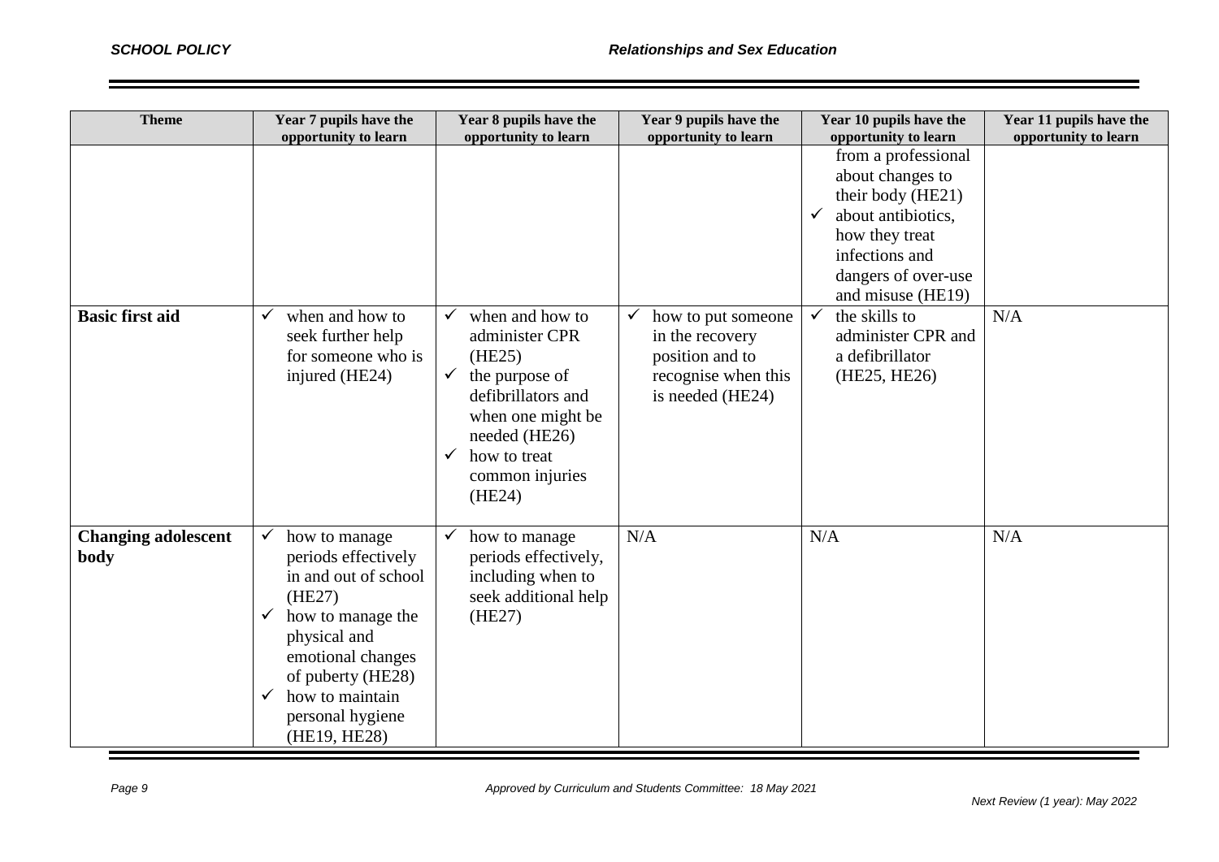| Theme | Year 7 pupils have the opportunity to learn | Year 8 pupils have the opportunity to learn | Year 9 pupils have the opportunity to learn | Year 10 pupils have the opportunity to learn | Year 11 pupils have the opportunity to learn |
|---|---|---|---|---|---|
| | | | | from a professional about changes to their body (HE21)<br>✓ about antibiotics, how they treat infections and dangers of over-use and misuse (HE19) | |
| **Basic first aid** | ✓ when and how to seek further help for someone who is injured (HE24) | ✓ when and how to administer CPR (HE25)<br>✓ the purpose of defibrillators and when one might be needed (HE26)<br>✓ how to treat common injuries (HE24) | ✓ how to put someone in the recovery position and to recognise when this is needed (HE24) | ✓ the skills to administer CPR and a defibrillator (HE25, HE26) | N/A |
| **Changing adolescent body** | ✓ how to manage periods effectively in and out of school (HE27)<br>✓ how to manage the physical and emotional changes of puberty (HE28)<br>✓ how to maintain personal hygiene (HE19, HE28) | ✓ how to manage periods effectively, including when to seek additional help (HE27) | N/A | N/A | N/A |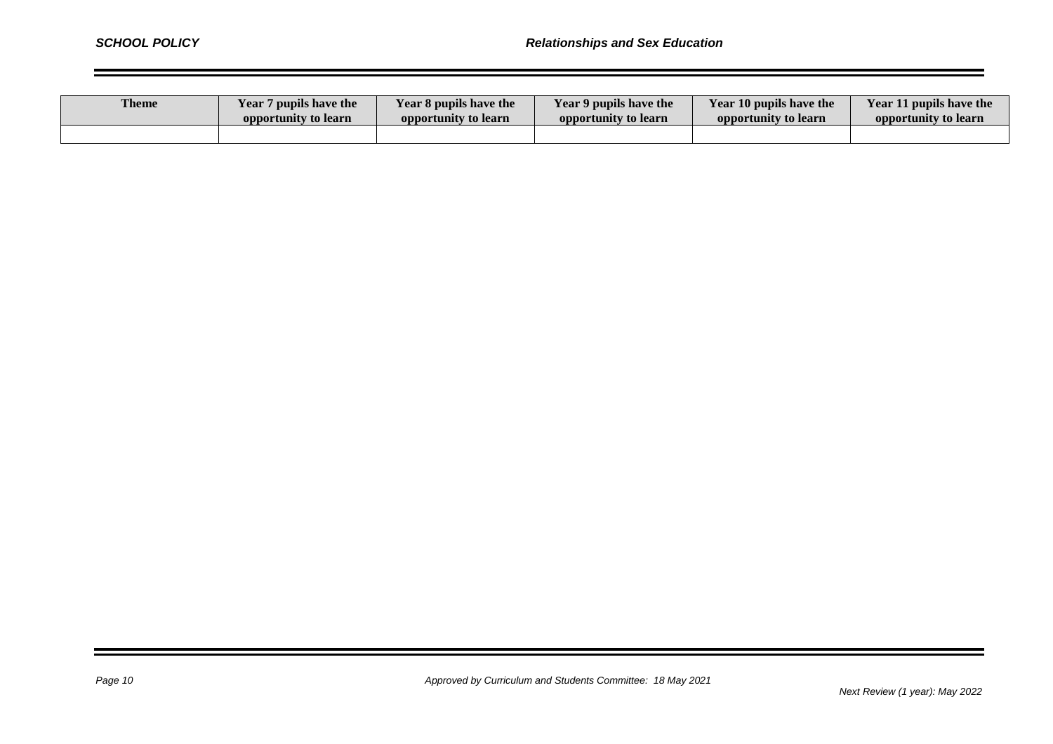| Theme | Year 7 pupils have the opportunity to learn | Year 8 pupils have the opportunity to learn | Year 9 pupils have the opportunity to learn | Year 10 pupils have the opportunity to learn | Year 11 pupils have the opportunity to learn |
|---|---|---|---|---|---|
| | | | | | |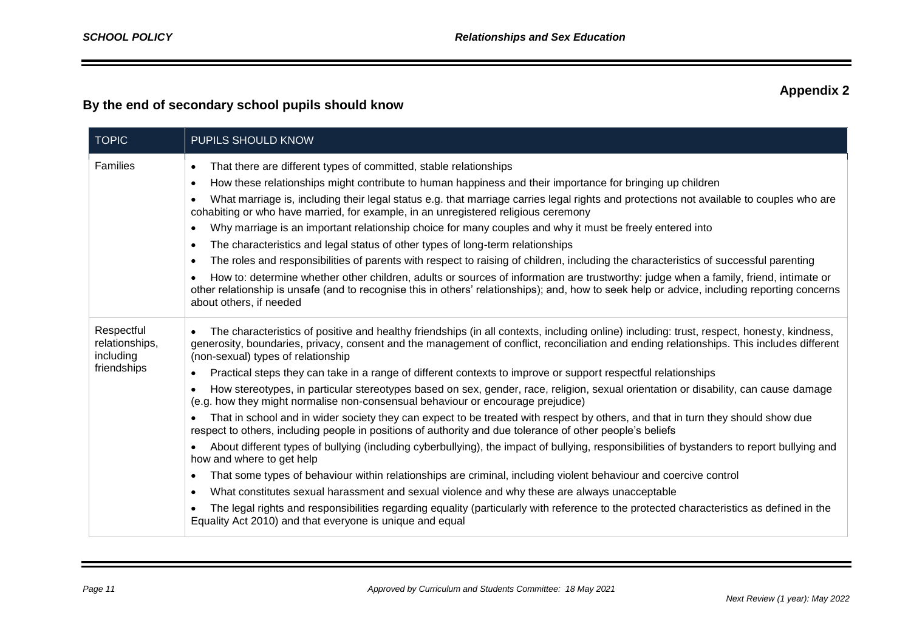**Appendix 2**

## By the end of secondary school pupils should know

| TOPIC | PUPILS SHOULD KNOW |
|---|---|
| Families | • That there are different types of committed, stable relationships<br>• How these relationships might contribute to human happiness and their importance for bringing up children<br>• What marriage is, including their legal status e.g. that marriage carries legal rights and protections not available to couples who are cohabiting or who have married, for example, in an unregistered religious ceremony<br>• Why marriage is an important relationship choice for many couples and why it must be freely entered into<br>• The characteristics and legal status of other types of long-term relationships<br>• The roles and responsibilities of parents with respect to raising of children, including the characteristics of successful parenting<br>• How to: determine whether other children, adults or sources of information are trustworthy: judge when a family, friend, intimate or other relationship is unsafe (and to recognise this in others' relationships); and, how to seek help or advice, including reporting concerns about others, if needed |
| Respectful relationships, including friendships | • The characteristics of positive and healthy friendships (in all contexts, including online) including: trust, respect, honesty, kindness, generosity, boundaries, privacy, consent and the management of conflict, reconciliation and ending relationships. This includes different (non-sexual) types of relationship<br>• Practical steps they can take in a range of different contexts to improve or support respectful relationships<br>• How stereotypes, in particular stereotypes based on sex, gender, race, religion, sexual orientation or disability, can cause damage (e.g. how they might normalise non-consensual behaviour or encourage prejudice)<br>• That in school and in wider society they can expect to be treated with respect by others, and that in turn they should show due respect to others, including people in positions of authority and due tolerance of other people's beliefs<br>• About different types of bullying (including cyberbullying), the impact of bullying, responsibilities of bystanders to report bullying and how and where to get help<br>• That some types of behaviour within relationships are criminal, including violent behaviour and coercive control<br>• What constitutes sexual harassment and sexual violence and why these are always unacceptable<br>• The legal rights and responsibilities regarding equality (particularly with reference to the protected characteristics as defined in the Equality Act 2010) and that everyone is unique and equal |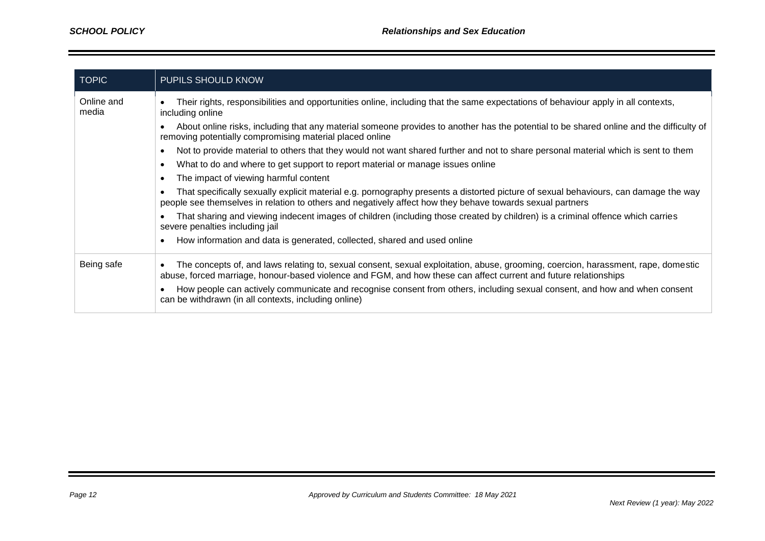| TOPIC | PUPILS SHOULD KNOW |
|---|---|
| Online and media | • Their rights, responsibilities and opportunities online, including that the same expectations of behaviour apply in all contexts, including online<br>• About online risks, including that any material someone provides to another has the potential to be shared online and the difficulty of removing potentially compromising material placed online<br>• Not to provide material to others that they would not want shared further and not to share personal material which is sent to them<br>• What to do and where to get support to report material or manage issues online<br>• The impact of viewing harmful content<br>• That specifically sexually explicit material e.g. pornography presents a distorted picture of sexual behaviours, can damage the way people see themselves in relation to others and negatively affect how they behave towards sexual partners<br>• That sharing and viewing indecent images of children (including those created by children) is a criminal offence which carries severe penalties including jail<br>• How information and data is generated, collected, shared and used online |
| Being safe | • The concepts of, and laws relating to, sexual consent, sexual exploitation, abuse, grooming, coercion, harassment, rape, domestic abuse, forced marriage, honour-based violence and FGM, and how these can affect current and future relationships<br>• How people can actively communicate and recognise consent from others, including sexual consent, and how and when consent can be withdrawn (in all contexts, including online) |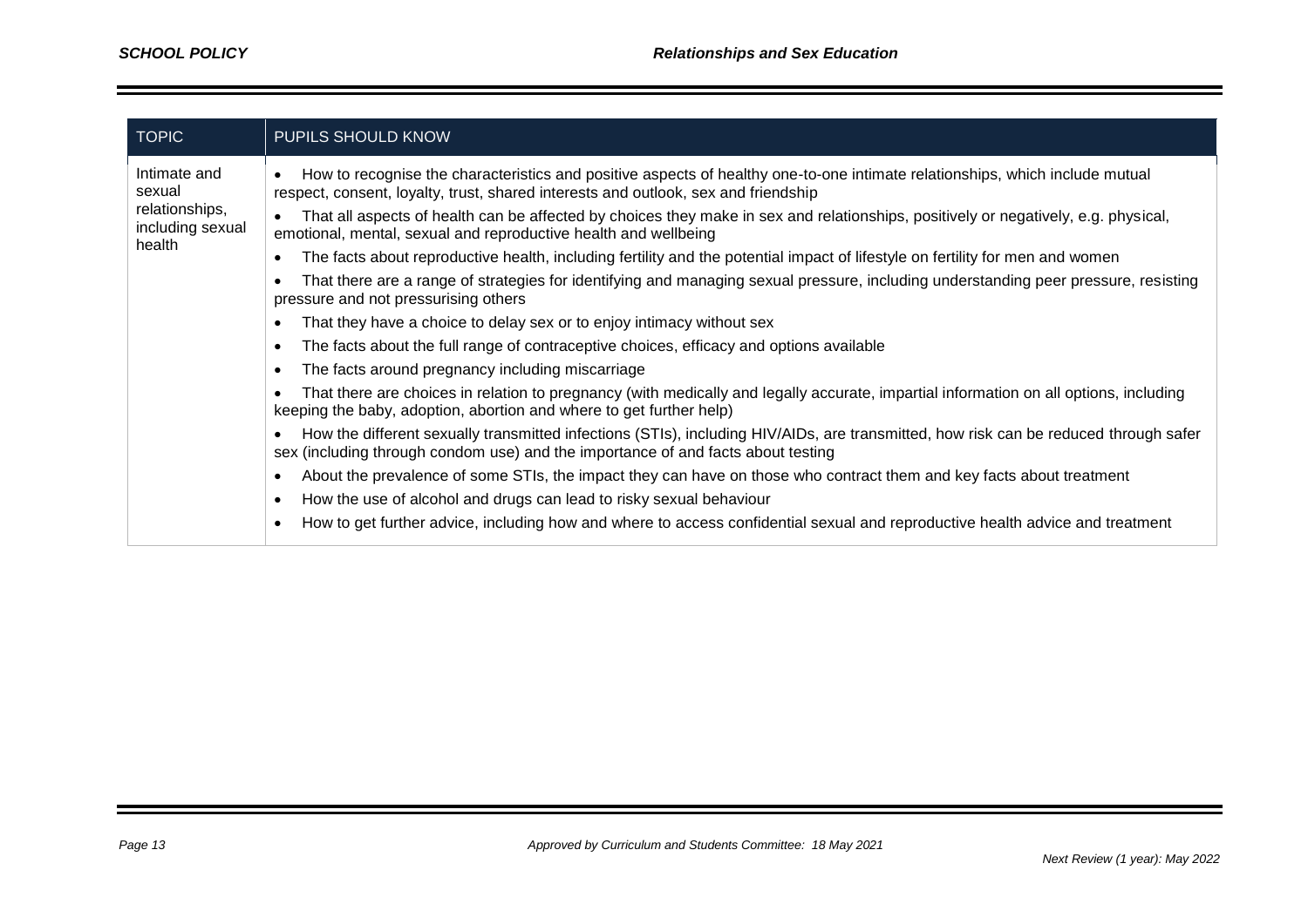| TOPIC | PUPILS SHOULD KNOW |
| --- | --- |
| Intimate and sexual relationships, including sexual health | • How to recognise the characteristics and positive aspects of healthy one-to-one intimate relationships, which include mutual respect, consent, loyalty, trust, shared interests and outlook, sex and friendship<br>• That all aspects of health can be affected by choices they make in sex and relationships, positively or negatively, e.g. physical, emotional, mental, sexual and reproductive health and wellbeing<br>• The facts about reproductive health, including fertility and the potential impact of lifestyle on fertility for men and women<br>• That there are a range of strategies for identifying and managing sexual pressure, including understanding peer pressure, resisting pressure and not pressurising others<br>• That they have a choice to delay sex or to enjoy intimacy without sex<br>• The facts about the full range of contraceptive choices, efficacy and options available<br>• The facts around pregnancy including miscarriage<br>• That there are choices in relation to pregnancy (with medically and legally accurate, impartial information on all options, including keeping the baby, adoption, abortion and where to get further help)<br>• How the different sexually transmitted infections (STIs), including HIV/AIDs, are transmitted, how risk can be reduced through safer sex (including through condom use) and the importance of and facts about testing<br>• About the prevalence of some STIs, the impact they can have on those who contract them and key facts about treatment<br>• How the use of alcohol and drugs can lead to risky sexual behaviour<br>• How to get further advice, including how and where to access confidential sexual and reproductive health advice and treatment |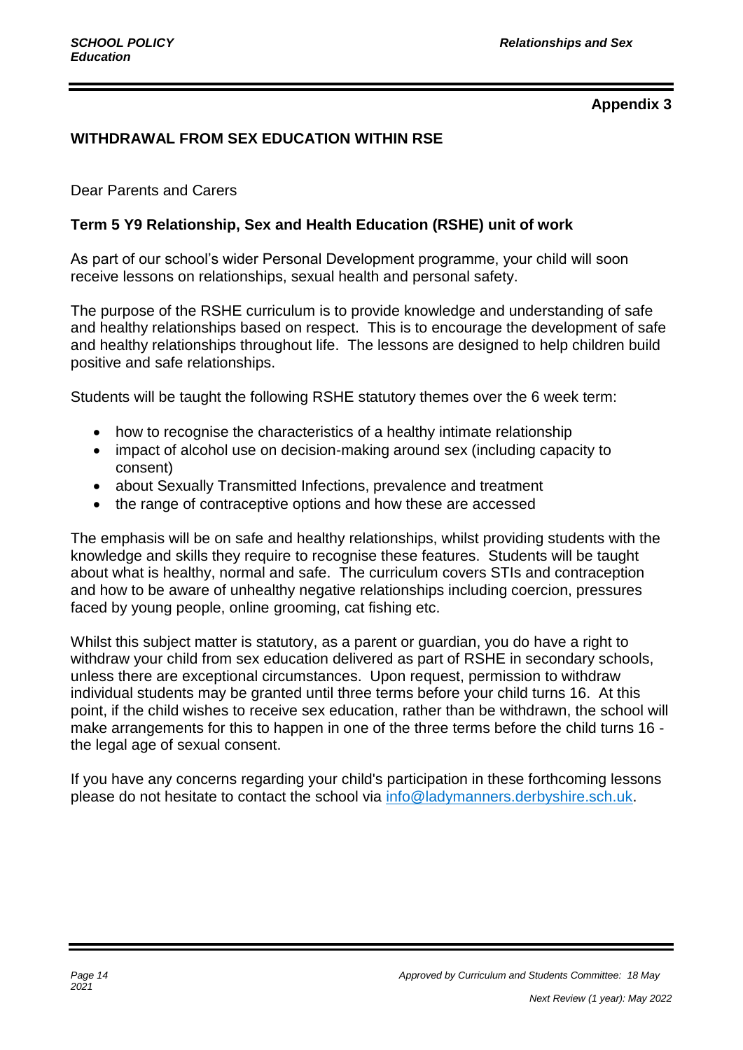**Appendix 3**

## WITHDRAWAL FROM SEX EDUCATION WITHIN RSE

Dear Parents and Carers

**Term 5 Y9 Relationship, Sex and Health Education (RSHE) unit of work**

As part of our school's wider Personal Development programme, your child will soon receive lessons on relationships, sexual health and personal safety.

The purpose of the RSHE curriculum is to provide knowledge and understanding of safe and healthy relationships based on respect. This is to encourage the development of safe and healthy relationships throughout life. The lessons are designed to help children build positive and safe relationships.

Students will be taught the following RSHE statutory themes over the 6 week term:

- how to recognise the characteristics of a healthy intimate relationship
- impact of alcohol use on decision-making around sex (including capacity to consent)
- about Sexually Transmitted Infections, prevalence and treatment
- the range of contraceptive options and how these are accessed

The emphasis will be on safe and healthy relationships, whilst providing students with the knowledge and skills they require to recognise these features. Students will be taught about what is healthy, normal and safe. The curriculum covers STIs and contraception and how to be aware of unhealthy negative relationships including coercion, pressures faced by young people, online grooming, cat fishing etc.

Whilst this subject matter is statutory, as a parent or guardian, you do have a right to withdraw your child from sex education delivered as part of RSHE in secondary schools, unless there are exceptional circumstances. Upon request, permission to withdraw individual students may be granted until three terms before your child turns 16. At this point, if the child wishes to receive sex education, rather than be withdrawn, the school will make arrangements for this to happen in one of the three terms before the child turns 16 - the legal age of sexual consent.

If you have any concerns regarding your child's participation in these forthcoming lessons please do not hesitate to contact the school via info@ladymanners.derbyshire.sch.uk.